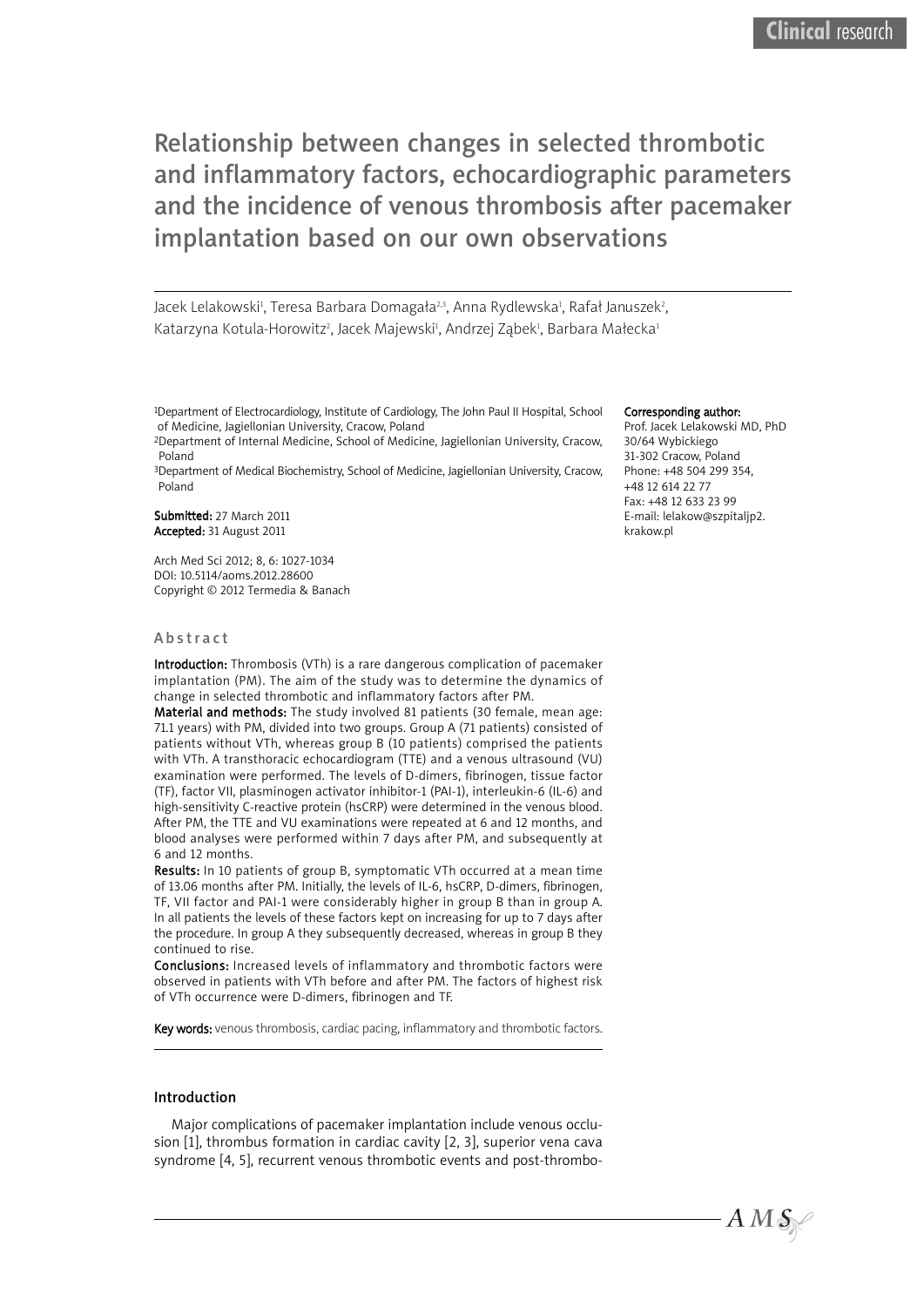# Relationship between changes in selected thrombotic and inflammatory factors, echocardiographic parameters and the incidence of venous thrombosis after pacemaker implantation based on our own observations

Jacek Lelakowski[1], Teresa Barbara Domagała[2,3], Anna Rydlewska[1], Rafał Januszek[2], Katarzyna Kotula-Horowitz[2], Jacek Majewski[1], Andrzej Ząbek[1], Barbara Małecka[1]

[1]Department of Electrocardiology, Institute of Cardiology, The John Paul II Hospital, School of Medicine, Jagiellonian University, Cracow, Poland
[2]Department of Internal Medicine, School of Medicine, Jagiellonian University, Cracow, Poland
[3]Department of Medical Biochemistry, School of Medicine, Jagiellonian University, Cracow, Poland

**Submitted:** 27 March 2011
**Accepted:** 31 August 2011

Arch Med Sci 2012; 8, 6: 1027-1034
DOI: 10.5114/aoms.2012.28600
Copyright © 2012 Termedia & Banach

**Corresponding author:**
Prof. Jacek Lelakowski MD, PhD
30/64 Wybickiego
31-302 Cracow, Poland
Phone: +48 504 299 354,
+48 12 614 22 77
Fax: +48 12 633 23 99
E-mail: lelakow@szpitaljp2.krakow.pl

## Abstract

**Introduction:** Thrombosis (VTh) is a rare dangerous complication of pacemaker implantation (PM). The aim of the study was to determine the dynamics of change in selected thrombotic and inflammatory factors after PM.

**Material and methods:** The study involved 81 patients (30 female, mean age: 71.1 years) with PM, divided into two groups. Group A (71 patients) consisted of patients without VTh, whereas group B (10 patients) comprised the patients with VTh. A transthoracic echocardiogram (TTE) and a venous ultrasound (VU) examination were performed. The levels of D-dimers, fibrinogen, tissue factor (TF), factor VII, plasminogen activator inhibitor-1 (PAI-1), interleukin-6 (IL-6) and high-sensitivity C-reactive protein (hsCRP) were determined in the venous blood. After PM, the TTE and VU examinations were repeated at 6 and 12 months, and blood analyses were performed within 7 days after PM, and subsequently at 6 and 12 months.

**Results:** In 10 patients of group B, symptomatic VTh occurred at a mean time of 13.06 months after PM. Initially, the levels of IL-6, hsCRP, D-dimers, fibrinogen, TF, VII factor and PAI-1 were considerably higher in group B than in group A. In all patients the levels of these factors kept on increasing for up to 7 days after the procedure. In group A they subsequently decreased, whereas in group B they continued to rise.

**Conclusions:** Increased levels of inflammatory and thrombotic factors were observed in patients with VTh before and after PM. The factors of highest risk of VTh occurrence were D-dimers, fibrinogen and TF.

**Key words:** venous thrombosis, cardiac pacing, inflammatory and thrombotic factors.

## Introduction

Major complications of pacemaker implantation include venous occlusion [1], thrombus formation in cardiac cavity [2, 3], superior vena cava syndrome [4, 5], recurrent venous thrombotic events and post-thrombo-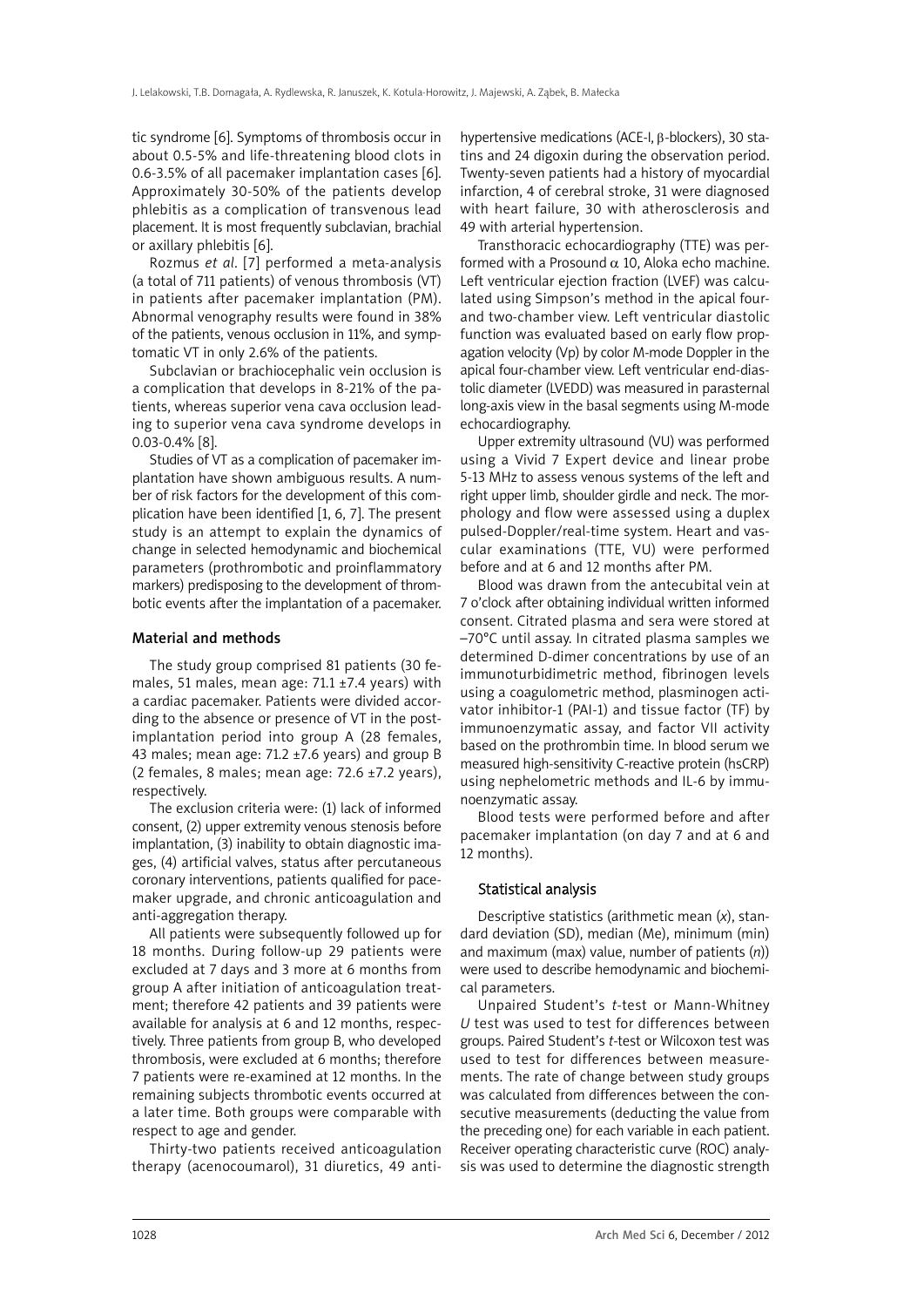tic syndrome [6]. Symptoms of thrombosis occur in about 0.5-5% and life-threatening blood clots in 0.6-3.5% of all pacemaker implantation cases [6]. Approximately 30-50% of the patients develop phlebitis as a complication of transvenous lead placement. It is most frequently subclavian, brachial or axillary phlebitis [6].

Rozmus *et al*. [7] performed a meta-analysis (a total of 711 patients) of venous thrombosis (VT) in patients after pacemaker implantation (PM). Abnormal venography results were found in 38% of the patients, venous occlusion in 11%, and symptomatic VT in only 2.6% of the patients.

Subclavian or brachiocephalic vein occlusion is a complication that develops in 8-21% of the patients, whereas superior vena cava occlusion leading to superior vena cava syndrome develops in 0.03-0.4% [8].

Studies of VT as a complication of pacemaker implantation have shown ambiguous results. A number of risk factors for the development of this complication have been identified [1, 6, 7]. The present study is an attempt to explain the dynamics of change in selected hemodynamic and biochemical parameters (prothrombotic and proinflammatory markers) predisposing to the development of thrombotic events after the implantation of a pacemaker.

## Material and methods

The study group comprised 81 patients (30 females, 51 males, mean age: 71.1 ±7.4 years) with a cardiac pacemaker. Patients were divided according to the absence or presence of VT in the post-implantation period into group A (28 females, 43 males; mean age: 71.2 ±7.6 years) and group B (2 females, 8 males; mean age: 72.6 ±7.2 years), respectively.

The exclusion criteria were: (1) lack of informed consent, (2) upper extremity venous stenosis before implantation, (3) inability to obtain diagnostic images, (4) artificial valves, status after percutaneous coronary interventions, patients qualified for pacemaker upgrade, and chronic anticoagulation and anti-aggregation therapy.

All patients were subsequently followed up for 18 months. During follow-up 29 patients were excluded at 7 days and 3 more at 6 months from group A after initiation of anticoagulation treatment; therefore 42 patients and 39 patients were available for analysis at 6 and 12 months, respectively. Three patients from group B, who developed thrombosis, were excluded at 6 months; therefore 7 patients were re-examined at 12 months. In the remaining subjects thrombotic events occurred at a later time. Both groups were comparable with respect to age and gender.

Thirty-two patients received anticoagulation therapy (acenocoumarol), 31 diuretics, 49 antihypertensive medications (ACE-I, β-blockers), 30 statins and 24 digoxin during the observation period. Twenty-seven patients had a history of myocardial infarction, 4 of cerebral stroke, 31 were diagnosed with heart failure, 30 with atherosclerosis and 49 with arterial hypertension.

Transthoracic echocardiography (TTE) was performed with a Prosound $\alpha$ 10, Aloka echo machine. Left ventricular ejection fraction (LVEF) was calculated using Simpson's method in the apical four- and two-chamber view. Left ventricular diastolic function was evaluated based on early flow propagation velocity (Vp) by color M-mode Doppler in the apical four-chamber view. Left ventricular end-diastolic diameter (LVEDD) was measured in parasternal long-axis view in the basal segments using M-mode echocardiography.

Upper extremity ultrasound (VU) was performed using a Vivid 7 Expert device and linear probe 5-13 MHz to assess venous systems of the left and right upper limb, shoulder girdle and neck. The morphology and flow were assessed using a duplex pulsed-Doppler/real-time system. Heart and vascular examinations (TTE, VU) were performed before and at 6 and 12 months after PM.

Blood was drawn from the antecubital vein at 7 o'clock after obtaining individual written informed consent. Citrated plasma and sera were stored at –70°C until assay. In citrated plasma samples we determined D-dimer concentrations by use of an immunoturbidimetric method, fibrinogen levels using a coagulometric method, plasminogen activator inhibitor-1 (PAI-1) and tissue factor (TF) by immunoenzymatic assay, and factor VII activity based on the prothrombin time. In blood serum we measured high-sensitivity C-reactive protein (hsCRP) using nephelometric methods and IL-6 by immunoenzymatic assay.

Blood tests were performed before and after pacemaker implantation (on day 7 and at 6 and 12 months).

### Statistical analysis

Descriptive statistics (arithmetic mean ($x$), standard deviation (SD), median (Me), minimum (min) and maximum (max) value, number of patients ($n$)) were used to describe hemodynamic and biochemical parameters.

Unpaired Student's *t*-test or Mann-Whitney *U* test was used to test for differences between groups. Paired Student's *t*-test or Wilcoxon test was used to test for differences between measurements. The rate of change between study groups was calculated from differences between the consecutive measurements (deducting the value from the preceding one) for each variable in each patient. Receiver operating characteristic curve (ROC) analysis was used to determine the diagnostic strength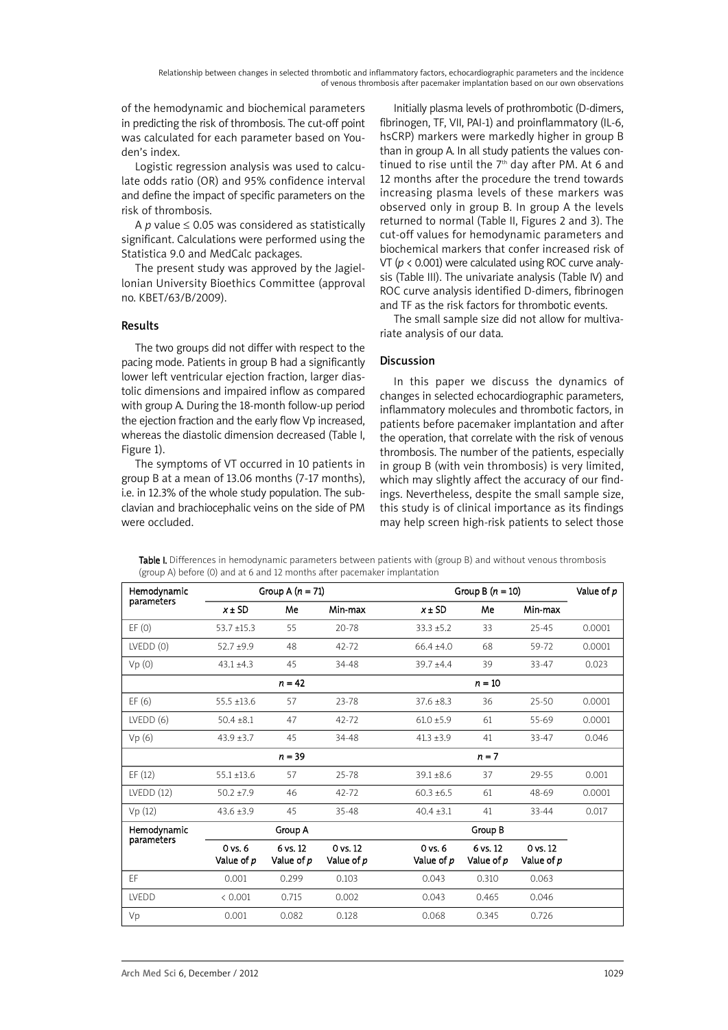of the hemodynamic and biochemical parameters in predicting the risk of thrombosis. The cut-off point was calculated for each parameter based on Youden's index.

Logistic regression analysis was used to calculate odds ratio (OR) and 95% confidence interval and define the impact of specific parameters on the risk of thrombosis.

A $p$ value ≤ 0.05 was considered as statistically significant. Calculations were performed using the Statistica 9.0 and MedCalc packages.

The present study was approved by the Jagiellonian University Bioethics Committee (approval no. KBET/63/B/2009).

## Results

The two groups did not differ with respect to the pacing mode. Patients in group B had a significantly lower left ventricular ejection fraction, larger diastolic dimensions and impaired inflow as compared with group A. During the 18-month follow-up period the ejection fraction and the early flow Vp increased, whereas the diastolic dimension decreased (Table I, Figure 1).

The symptoms of VT occurred in 10 patients in group B at a mean of 13.06 months (7-17 months), i.e. in 12.3% of the whole study population. The subclavian and brachiocephalic veins on the side of PM were occluded.

Initially plasma levels of prothrombotic (D-dimers, fibrinogen, TF, VII, PAI-1) and proinflammatory (IL-6, hsCRP) markers were markedly higher in group B than in group A. In all study patients the values continued to rise until the 7th day after PM. At 6 and 12 months after the procedure the trend towards increasing plasma levels of these markers was observed only in group B. In group A the levels returned to normal (Table II, Figures 2 and 3). The cut-off values for hemodynamic parameters and biochemical markers that confer increased risk of VT ($p$ < 0.001) were calculated using ROC curve analysis (Table III). The univariate analysis (Table IV) and ROC curve analysis identified D-dimers, fibrinogen and TF as the risk factors for thrombotic events.

The small sample size did not allow for multivariate analysis of our data.

## Discussion

In this paper we discuss the dynamics of changes in selected echocardiographic parameters, inflammatory molecules and thrombotic factors, in patients before pacemaker implantation and after the operation, that correlate with the risk of venous thrombosis. The number of the patients, especially in group B (with vein thrombosis) is very limited, which may slightly affect the accuracy of our findings. Nevertheless, despite the small sample size, this study is of clinical importance as its findings may help screen high-risk patients to select those

**Table I.** Differences in hemodynamic parameters between patients with (group B) and without venous thrombosis (group A) before (0) and at 6 and 12 months after pacemaker implantation

| Hemodynamic parameters | Group A ($n$ = 71) | | | Group B ($n$ = 10) | | | Value of $p$ |
|---|---|---|---|---|---|---|---|
| | $x$ ± SD | Me | Min-max | $x$ ± SD | Me | Min-max | |
| EF (0) | 53.7 ±15.3 | 55 | 20-78 | 33.3 ±5.2 | 33 | 25-45 | 0.0001 |
| LVEDD (0) | 52.7 ±9.9 | 48 | 42-72 | 66.4 ±4.0 | 68 | 59-72 | 0.0001 |
| Vp (0) | 43.1 ±4.3 | 45 | 34-48 | 39.7 ±4.4 | 39 | 33-47 | 0.023 |
| | $n$ = 42 | | | $n$ = 10 | | | |
| EF (6) | 55.5 ±13.6 | 57 | 23-78 | 37.6 ±8.3 | 36 | 25-50 | 0.0001 |
| LVEDD (6) | 50.4 ±8.1 | 47 | 42-72 | 61.0 ±5.9 | 61 | 55-69 | 0.0001 |
| Vp (6) | 43.9 ±3.7 | 45 | 34-48 | 41.3 ±3.9 | 41 | 33-47 | 0.046 |
| | $n$ = 39 | | | $n$ = 7 | | | |
| EF (12) | 55.1 ±13.6 | 57 | 25-78 | 39.1 ±8.6 | 37 | 29-55 | 0.001 |
| LVEDD (12) | 50.2 ±7.9 | 46 | 42-72 | 60.3 ±6.5 | 61 | 48-69 | 0.0001 |
| Vp (12) | 43.6 ±3.9 | 45 | 35-48 | 40.4 ±3.1 | 41 | 33-44 | 0.017 |
| Hemodynamic parameters | Group A | | | Group B | | | |
| | 0 vs. 6 Value of $p$ | 6 vs. 12 Value of $p$ | 0 vs. 12 Value of $p$ | 0 vs. 6 Value of $p$ | 6 vs. 12 Value of $p$ | 0 vs. 12 Value of $p$ | |
| EF | 0.001 | 0.299 | 0.103 | 0.043 | 0.310 | 0.063 | |
| LVEDD | < 0.001 | 0.715 | 0.002 | 0.043 | 0.465 | 0.046 | |
| Vp | 0.001 | 0.082 | 0.128 | 0.068 | 0.345 | 0.726 | |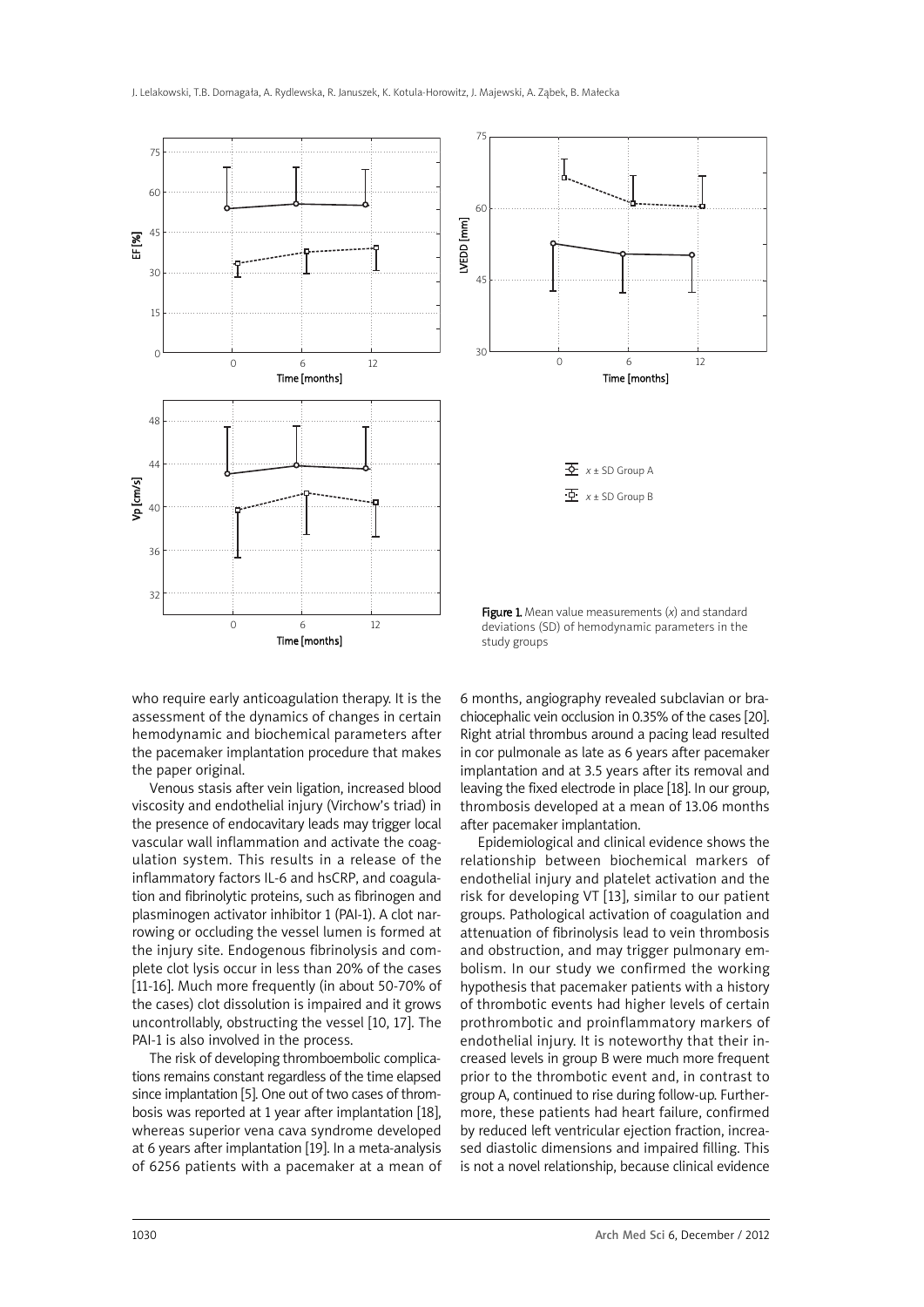Figure 1. Mean value measurements ($x$) and standard deviations (SD) of hemodynamic parameters in the study groups

who require early anticoagulation therapy. It is the assessment of the dynamics of changes in certain hemodynamic and biochemical parameters after the pacemaker implantation procedure that makes the paper original.

Venous stasis after vein ligation, increased blood viscosity and endothelial injury (Virchow's triad) in the presence of endocavitary leads may trigger local vascular wall inflammation and activate the coagulation system. This results in a release of the inflammatory factors IL-6 and hsCRP, and coagulation and fibrinolytic proteins, such as fibrinogen and plasminogen activator inhibitor 1 (PAI-1). A clot narrowing or occluding the vessel lumen is formed at the injury site. Endogenous fibrinolysis and complete clot lysis occur in less than 20% of the cases [11-16]. Much more frequently (in about 50-70% of the cases) clot dissolution is impaired and it grows uncontrollably, obstructing the vessel [10, 17]. The PAI-1 is also involved in the process.

The risk of developing thromboembolic complications remains constant regardless of the time elapsed since implantation [5]. One out of two cases of thrombosis was reported at 1 year after implantation [18], whereas superior vena cava syndrome developed at 6 years after implantation [19]. In a meta-analysis of 6256 patients with a pacemaker at a mean of 6 months, angiography revealed subclavian or brachiocephalic vein occlusion in 0.35% of the cases [20]. Right atrial thrombus around a pacing lead resulted in cor pulmonale as late as 6 years after pacemaker implantation and at 3.5 years after its removal and leaving the fixed electrode in place [18]. In our group, thrombosis developed at a mean of 13.06 months after pacemaker implantation.

Epidemiological and clinical evidence shows the relationship between biochemical markers of endothelial injury and platelet activation and the risk for developing VT [13], similar to our patient groups. Pathological activation of coagulation and attenuation of fibrinolysis lead to vein thrombosis and obstruction, and may trigger pulmonary embolism. In our study we confirmed the working hypothesis that pacemaker patients with a history of thrombotic events had higher levels of certain prothrombotic and proinflammatory markers of endothelial injury. It is noteworthy that their increased levels in group B were much more frequent prior to the thrombotic event and, in contrast to group A, continued to rise during follow-up. Furthermore, these patients had heart failure, confirmed by reduced left ventricular ejection fraction, increased diastolic dimensions and impaired filling. This is not a novel relationship, because clinical evidence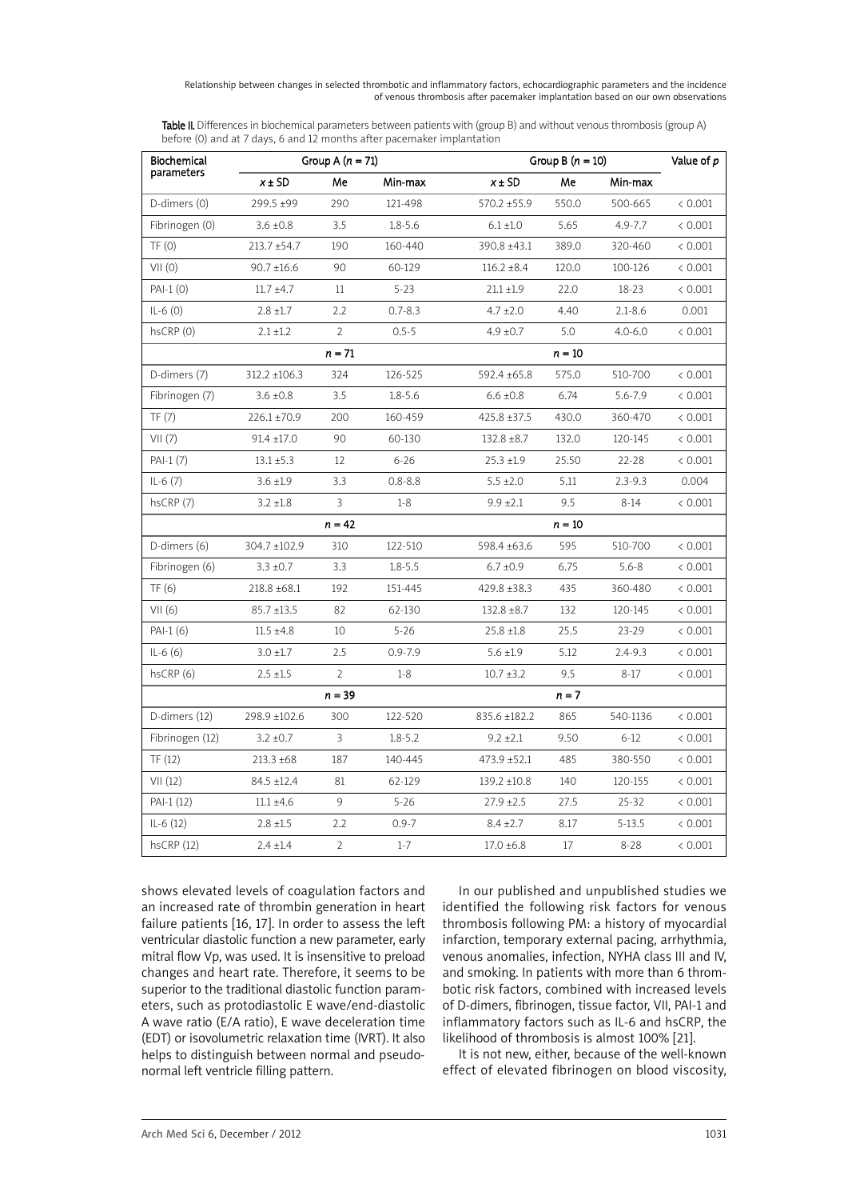**Table II.** Differences in biochemical parameters between patients with (group B) and without venous thrombosis (group A) before (0) and at 7 days, 6 and 12 months after pacemaker implantation

| Biochemical parameters | Group A (*n* = 71) | | | Group B (*n* = 10) | | | Value of *p* |
|---|---|---|---|---|---|---|---|
| | *x* ± SD | Me | Min-max | *x* ± SD | Me | Min-max | |
| D-dimers (0) | 299.5 ±99 | 290 | 121-498 | 570.2 ±55.9 | 550.0 | 500-665 | < 0.001 |
| Fibrinogen (0) | 3.6 ±0.8 | 3.5 | 1.8-5.6 | 6.1 ±1.0 | 5.65 | 4.9-7.7 | < 0.001 |
| TF (0) | 213.7 ±54.7 | 190 | 160-440 | 390.8 ±43.1 | 389.0 | 320-460 | < 0.001 |
| VII (0) | 90.7 ±16.6 | 90 | 60-129 | 116.2 ±8.4 | 120.0 | 100-126 | < 0.001 |
| PAI-1 (0) | 11.7 ±4.7 | 11 | 5-23 | 21.1 ±1.9 | 22.0 | 18-23 | < 0.001 |
| IL-6 (0) | 2.8 ±1.7 | 2.2 | 0.7-8.3 | 4.7 ±2.0 | 4.40 | 2.1-8.6 | 0.001 |
| hsCRP (0) | 2.1 ±1.2 | 2 | 0.5-5 | 4.9 ±0.7 | 5.0 | 4.0-6.0 | < 0.001 |
| | | *n* = 71 | | | *n* = 10 | | |
| D-dimers (7) | 312.2 ±106.3 | 324 | 126-525 | 592.4 ±65.8 | 575.0 | 510-700 | < 0.001 |
| Fibrinogen (7) | 3.6 ±0.8 | 3.5 | 1.8-5.6 | 6.6 ±0.8 | 6.74 | 5.6-7.9 | < 0.001 |
| TF (7) | 226.1 ±70.9 | 200 | 160-459 | 425.8 ±37.5 | 430.0 | 360-470 | < 0.001 |
| VII (7) | 91.4 ±17.0 | 90 | 60-130 | 132.8 ±8.7 | 132.0 | 120-145 | < 0.001 |
| PAI-1 (7) | 13.1 ±5.3 | 12 | 6-26 | 25.3 ±1.9 | 25.50 | 22-28 | < 0.001 |
| IL-6 (7) | 3.6 ±1.9 | 3.3 | 0.8-8.8 | 5.5 ±2.0 | 5.11 | 2.3-9.3 | 0.004 |
| hsCRP (7) | 3.2 ±1.8 | 3 | 1-8 | 9.9 ±2.1 | 9.5 | 8-14 | < 0.001 |
| | | *n* = 42 | | | *n* = 10 | | |
| D-dimers (6) | 304.7 ±102.9 | 310 | 122-510 | 598.4 ±63.6 | 595 | 510-700 | < 0.001 |
| Fibrinogen (6) | 3.3 ±0.7 | 3.3 | 1.8-5.5 | 6.7 ±0.9 | 6.75 | 5.6-8 | < 0.001 |
| TF (6) | 218.8 ±68.1 | 192 | 151-445 | 429.8 ±38.3 | 435 | 360-480 | < 0.001 |
| VII (6) | 85.7 ±13.5 | 82 | 62-130 | 132.8 ±8.7 | 132 | 120-145 | < 0.001 |
| PAI-1 (6) | 11.5 ±4.8 | 10 | 5-26 | 25.8 ±1.8 | 25.5 | 23-29 | < 0.001 |
| IL-6 (6) | 3.0 ±1.7 | 2.5 | 0.9-7.9 | 5.6 ±1.9 | 5.12 | 2.4-9.3 | < 0.001 |
| hsCRP (6) | 2.5 ±1.5 | 2 | 1-8 | 10.7 ±3.2 | 9.5 | 8-17 | < 0.001 |
| | | *n* = 39 | | | *n* = 7 | | |
| D-dimers (12) | 298.9 ±102.6 | 300 | 122-520 | 835.6 ±182.2 | 865 | 540-1136 | < 0.001 |
| Fibrinogen (12) | 3.2 ±0.7 | 3 | 1.8-5.2 | 9.2 ±2.1 | 9.50 | 6-12 | < 0.001 |
| TF (12) | 213.3 ±68 | 187 | 140-445 | 473.9 ±52.1 | 485 | 380-550 | < 0.001 |
| VII (12) | 84.5 ±12.4 | 81 | 62-129 | 139.2 ±10.8 | 140 | 120-155 | < 0.001 |
| PAI-1 (12) | 11.1 ±4.6 | 9 | 5-26 | 27.9 ±2.5 | 27.5 | 25-32 | < 0.001 |
| IL-6 (12) | 2.8 ±1.5 | 2.2 | 0.9-7 | 8.4 ±2.7 | 8.17 | 5-13.5 | < 0.001 |
| hsCRP (12) | 2.4 ±1.4 | 2 | 1-7 | 17.0 ±6.8 | 17 | 8-28 | < 0.001 |

shows elevated levels of coagulation factors and an increased rate of thrombin generation in heart failure patients [16, 17]. In order to assess the left ventricular diastolic function a new parameter, early mitral flow Vp, was used. It is insensitive to preload changes and heart rate. Therefore, it seems to be superior to the traditional diastolic function parameters, such as protodiastolic E wave/end-diastolic A wave ratio (E/A ratio), E wave deceleration time (EDT) or isovolumetric relaxation time (IVRT). It also helps to distinguish between normal and pseudonormal left ventricle filling pattern.

In our published and unpublished studies we identified the following risk factors for venous thrombosis following PM: a history of myocardial infarction, temporary external pacing, arrhythmia, venous anomalies, infection, NYHA class III and IV, and smoking. In patients with more than 6 thrombotic risk factors, combined with increased levels of D-dimers, fibrinogen, tissue factor, VII, PAI-1 and inflammatory factors such as IL-6 and hsCRP, the likelihood of thrombosis is almost 100% [21].

It is not new, either, because of the well-known effect of elevated fibrinogen on blood viscosity,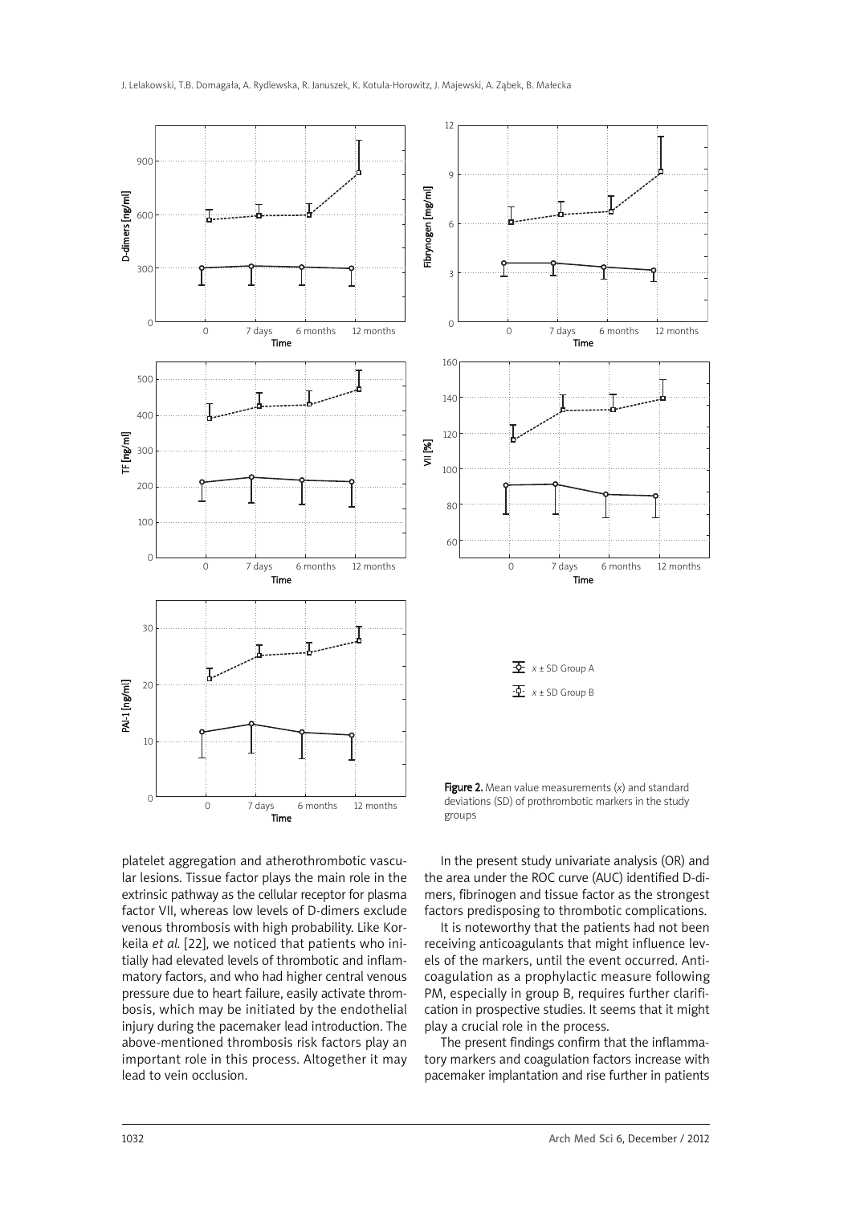Figure 2. Mean value measurements (*x*) and standard deviations (SD) of prothrombotic markers in the study groups

platelet aggregation and atherothrombotic vascular lesions. Tissue factor plays the main role in the extrinsic pathway as the cellular receptor for plasma factor VII, whereas low levels of D-dimers exclude venous thrombosis with high probability. Like Korkeila *et al.* [22], we noticed that patients who initially had elevated levels of thrombotic and inflammatory factors, and who had higher central venous pressure due to heart failure, easily activate thrombosis, which may be initiated by the endothelial injury during the pacemaker lead introduction. The above-mentioned thrombosis risk factors play an important role in this process. Altogether it may lead to vein occlusion.

In the present study univariate analysis (OR) and the area under the ROC curve (AUC) identified D-dimers, fibrinogen and tissue factor as the strongest factors predisposing to thrombotic complications.

It is noteworthy that the patients had not been receiving anticoagulants that might influence levels of the markers, until the event occurred. Anticoagulation as a prophylactic measure following PM, especially in group B, requires further clarification in prospective studies. It seems that it might play a crucial role in the process.

The present findings confirm that the inflammatory markers and coagulation factors increase with pacemaker implantation and rise further in patients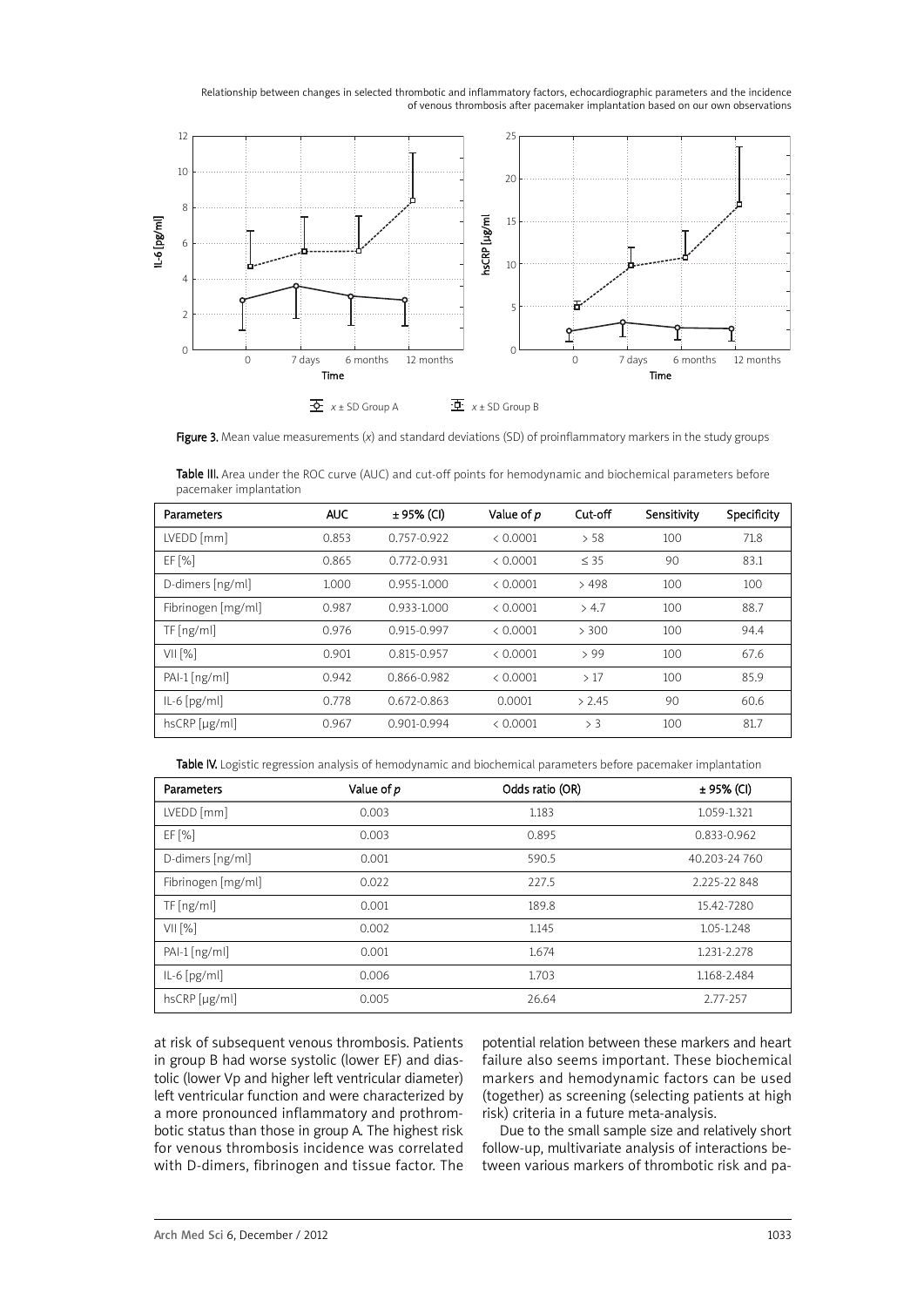Figure 3. Mean value measurements (*x*) and standard deviations (SD) of proinflammatory markers in the study groups

Table III. Area under the ROC curve (AUC) and cut-off points for hemodynamic and biochemical parameters before pacemaker implantation

| Parameters | AUC | ± 95% (CI) | Value of *p* | Cut-off | Sensitivity | Specificity |
|---|---|---|---|---|---|---|
| LVEDD [mm] | 0.853 | 0.757-0.922 | < 0.0001 | > 58 | 100 | 71.8 |
| EF [%] | 0.865 | 0.772-0.931 | < 0.0001 | ≤ 35 | 90 | 83.1 |
| D-dimers [ng/ml] | 1.000 | 0.955-1.000 | < 0.0001 | > 498 | 100 | 100 |
| Fibrinogen [mg/ml] | 0.987 | 0.933-1.000 | < 0.0001 | > 4.7 | 100 | 88.7 |
| TF [ng/ml] | 0.976 | 0.915-0.997 | < 0.0001 | > 300 | 100 | 94.4 |
| VII [%] | 0.901 | 0.815-0.957 | < 0.0001 | > 99 | 100 | 67.6 |
| PAI-1 [ng/ml] | 0.942 | 0.866-0.982 | < 0.0001 | > 17 | 100 | 85.9 |
| IL-6 [pg/ml] | 0.778 | 0.672-0.863 | 0.0001 | > 2.45 | 90 | 60.6 |
| hsCRP [μg/ml] | 0.967 | 0.901-0.994 | < 0.0001 | > 3 | 100 | 81.7 |

Table IV. Logistic regression analysis of hemodynamic and biochemical parameters before pacemaker implantation

| Parameters | Value of *p* | Odds ratio (OR) | ± 95% (CI) |
|---|---|---|---|
| LVEDD [mm] | 0.003 | 1.183 | 1.059-1.321 |
| EF [%] | 0.003 | 0.895 | 0.833-0.962 |
| D-dimers [ng/ml] | 0.001 | 590.5 | 40.203-24 760 |
| Fibrinogen [mg/ml] | 0.022 | 227.5 | 2.225-22 848 |
| TF [ng/ml] | 0.001 | 189.8 | 15.42-7280 |
| VII [%] | 0.002 | 1.145 | 1.05-1.248 |
| PAI-1 [ng/ml] | 0.001 | 1.674 | 1.231-2.278 |
| IL-6 [pg/ml] | 0.006 | 1.703 | 1.168-2.484 |
| hsCRP [μg/ml] | 0.005 | 26.64 | 2.77-257 |

at risk of subsequent venous thrombosis. Patients in group B had worse systolic (lower EF) and diastolic (lower Vp and higher left ventricular diameter) left ventricular function and were characterized by a more pronounced inflammatory and prothrombotic status than those in group A. The highest risk for venous thrombosis incidence was correlated with D-dimers, fibrinogen and tissue factor. The potential relation between these markers and heart failure also seems important. These biochemical markers and hemodynamic factors can be used (together) as screening (selecting patients at high risk) criteria in a future meta-analysis.

Due to the small sample size and relatively short follow-up, multivariate analysis of interactions between various markers of thrombotic risk and pa-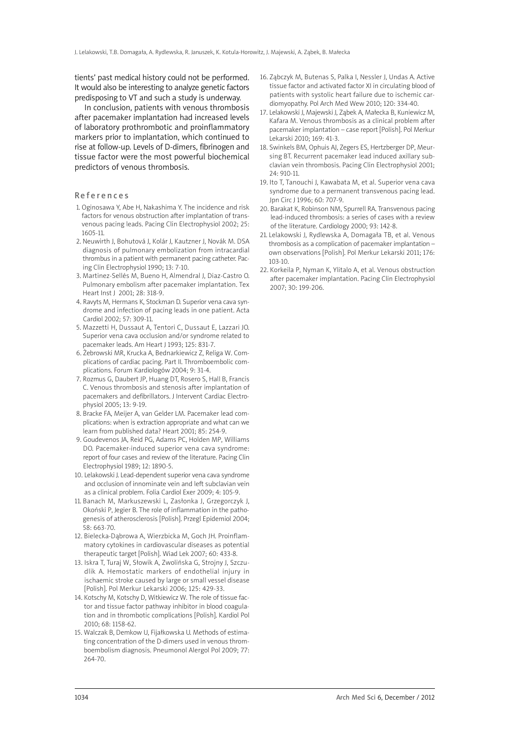tients' past medical history could not be performed. It would also be interesting to analyze genetic factors predisposing to VT and such a study is underway.

In conclusion, patients with venous thrombosis after pacemaker implantation had increased levels of laboratory prothrombotic and proinflammatory markers prior to implantation, which continued to rise at follow-up. Levels of D-dimers, fibrinogen and tissue factor were the most powerful biochemical predictors of venous thrombosis.

## References

1. Oginosawa Y, Abe H, Nakashima Y. The incidence and risk factors for venous obstruction after implantation of transvenous pacing leads. Pacing Clin Electrophysiol 2002; 25: 1605-11.
2. Neuwirth J, Bohutová J, Kolár J, Kautzner J, Novák M. DSA diagnosis of pulmonary embolization from intracardial thrombus in a patient with permanent pacing catheter. Pacing Clin Electrophysiol 1990; 13: 7-10.
3. Martinez-Sellés M, Bueno H, Almendral J, Diaz-Castro O. Pulmonary embolism after pacemaker implantation. Tex Heart Inst J 2001; 28: 318-9.
4. Ravyts M, Hermans K, Stockman D. Superior vena cava syndrome and infection of pacing leads in one patient. Acta Cardiol 2002; 57: 309-11.
5. Mazzetti H, Dussaut A, Tentori C, Dussaut E, Lazzari JO. Superior vena cava occlusion and/or syndrome related to pacemaker leads. Am Heart J 1993; 125: 831-7.
6. Żebrowski MR, Krucka A, Bednarkiewicz Z, Religa W. Complications of cardiac pacing. Part II. Thromboembolic complications. Forum Kardiologów 2004; 9: 31-4.
7. Rozmus G, Daubert JP, Huang DT, Rosero S, Hall B, Francis C. Venous thrombosis and stenosis after implantation of pacemakers and defibrillators. J Intervent Cardiac Electrophysiol 2005; 13: 9-19.
8. Bracke FA, Meijer A, van Gelder LM. Pacemaker lead complications: when is extraction appropriate and what can we learn from published data? Heart 2001; 85: 254-9.
9. Goudevenos JA, Reid PG, Adams PC, Holden MP, Williams DO. Pacemaker-induced superior vena cava syndrome: report of four cases and review of the literature. Pacing Clin Electrophysiol 1989; 12: 1890-5.
10. Lelakowski J. Lead-dependent superior vena cava syndrome and occlusion of innominate vein and left subclavian vein as a clinical problem. Folia Cardiol Exer 2009; 4: 105-9.
11. Banach M, Markuszewski L, Zasłonka J, Grzegorczyk J, Okoński P, Jegier B. The role of inflammation in the pathogenesis of atherosclerosis [Polish]. Przegl Epidemiol 2004; 58: 663-70.
12. Bielecka-Dąbrowa A, Wierzbicka M, Goch JH. Proinflammatory cytokines in cardiovascular diseases as potential therapeutic target [Polish]. Wiad Lek 2007; 60: 433-8.
13. Iskra T, Turaj W, Słowik A, Zwolińska G, Strojny J, Szczudlik A. Hemostatic markers of endothelial injury in ischaemic stroke caused by large or small vessel disease [Polish]. Pol Merkur Lekarski 2006; 125: 429-33.
14. Kotschy M, Kotschy D, Witkiewicz W. The role of tissue factor and tissue factor pathway inhibitor in blood coagulation and in thrombotic complications [Polish]. Kardiol Pol 2010; 68: 1158-62.
15. Walczak B, Demkow U, Fijałkowska U. Methods of estimating concentration of the D-dimers used in venous thromboembolism diagnosis. Pneumonol Alergol Pol 2009; 77: 264-70.
16. Ząbczyk M, Butenas S, Palka I, Nessler J, Undas A. Active tissue factor and activated factor XI in circulating blood of patients with systolic heart failure due to ischemic cardiomyopathy. Pol Arch Med Wew 2010; 120: 334-40.
17. Lelakowski J, Majewski J, Ząbek A, Małecka B, Kuniewicz M, Kafara M. Venous thrombosis as a clinical problem after pacemaker implantation – case report [Polish]. Pol Merkur Lekarski 2010; 169: 41-3.
18. Swinkels BM, Ophuis AJ, Zegers ES, Hertzberger DP, Meursing BT. Recurrent pacemaker lead induced axillary subclavian vein thrombosis. Pacing Clin Electrophysiol 2001; 24: 910-11.
19. Ito T, Tanouchi J, Kawabata M, et al. Superior vena cava syndrome due to a permanent transvenous pacing lead. Jpn Circ J 1996; 60: 707-9.
20. Barakat K, Robinson NM, Spurrell RA. Transvenous pacing lead-induced thrombosis: a series of cases with a review of the literature. Cardiology 2000; 93: 142-8.
21. Lelakowski J, Rydlewska A, Domagała TB, et al. Venous thrombosis as a complication of pacemaker implantation – own observations [Polish]. Pol Merkur Lekarski 2011; 176: 103-10.
22. Korkeila P, Nyman K, Ylitalo A, et al. Venous obstruction after pacemaker implantation. Pacing Clin Electrophysiol 2007; 30: 199-206.